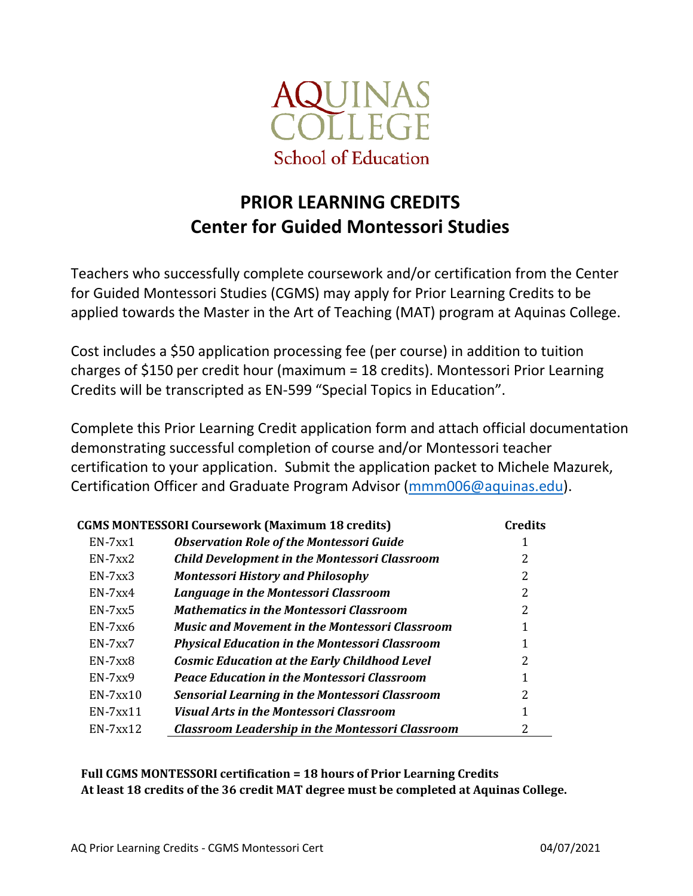AQUINAS COLLEGE
School of Education

# PRIOR LEARNING CREDITS
# Center for Guided Montessori Studies

Teachers who successfully complete coursework and/or certification from the Center for Guided Montessori Studies (CGMS) may apply for Prior Learning Credits to be applied towards the Master in the Art of Teaching (MAT) program at Aquinas College.

Cost includes a $50 application processing fee (per course) in addition to tuition charges of $150 per credit hour (maximum = 18 credits). Montessori Prior Learning Credits will be transcripted as EN-599 "Special Topics in Education".

Complete this Prior Learning Credit application form and attach official documentation demonstrating successful completion of course and/or Montessori teacher certification to your application. Submit the application packet to Michele Mazurek, Certification Officer and Graduate Program Advisor (mmm006@aquinas.edu).

| CGMS MONTESSORI Coursework (Maximum 18 credits) | | Credits |
|---|---|---|
| EN-7xx1 | ***Observation Role of the Montessori Guide*** | 1 |
| EN-7xx2 | ***Child Development in the Montessori Classroom*** | 2 |
| EN-7xx3 | ***Montessori History and Philosophy*** | 2 |
| EN-7xx4 | ***Language in the Montessori Classroom*** | 2 |
| EN-7xx5 | ***Mathematics in the Montessori Classroom*** | 2 |
| EN-7xx6 | ***Music and Movement in the Montessori Classroom*** | 1 |
| EN-7xx7 | ***Physical Education in the Montessori Classroom*** | 1 |
| EN-7xx8 | ***Cosmic Education at the Early Childhood Level*** | 2 |
| EN-7xx9 | ***Peace Education in the Montessori Classroom*** | 1 |
| EN-7xx10 | ***Sensorial Learning in the Montessori Classroom*** | 2 |
| EN-7xx11 | ***Visual Arts in the Montessori Classroom*** | 1 |
| EN-7xx12 | ***Classroom Leadership in the Montessori Classroom*** | 2 |

**Full CGMS MONTESSORI certification = 18 hours of Prior Learning Credits**
**At least 18 credits of the 36 credit MAT degree must be completed at Aquinas College.**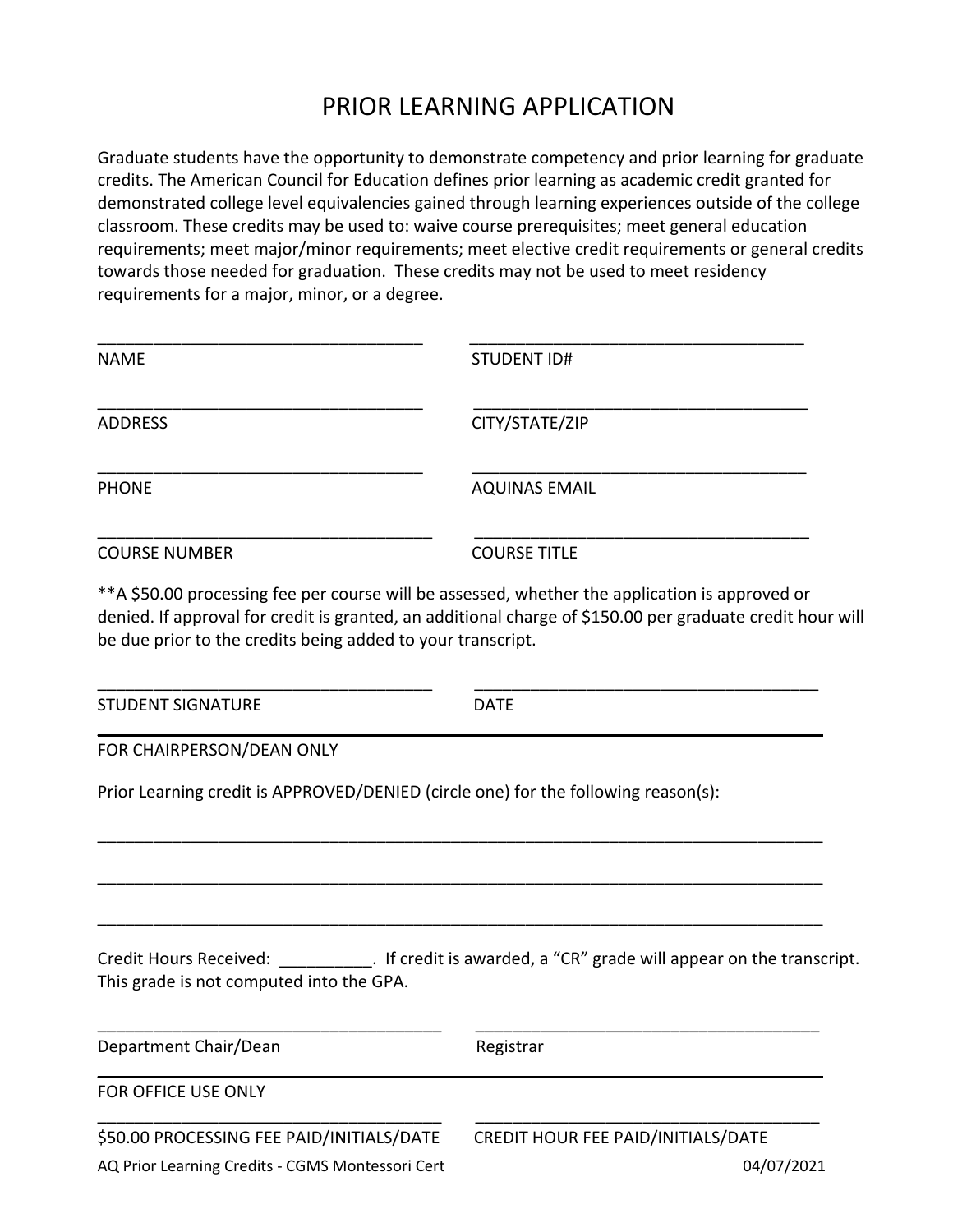# PRIOR LEARNING APPLICATION

Graduate students have the opportunity to demonstrate competency and prior learning for graduate credits. The American Council for Education defines prior learning as academic credit granted for demonstrated college level equivalencies gained through learning experiences outside of the college classroom. These credits may be used to: waive course prerequisites; meet general education requirements; meet major/minor requirements; meet elective credit requirements or general credits towards those needed for graduation. These credits may not be used to meet residency requirements for a major, minor, or a degree.

___________________________________ ___________________________________

NAME STUDENT ID#

___________________________________ ___________________________________

ADDRESS CITY/STATE/ZIP

___________________________________ ___________________________________

PHONE AQUINAS EMAIL

___________________________________ ___________________________________

COURSE NUMBER COURSE TITLE

**A $50.00 processing fee per course will be assessed, whether the application is approved or denied. If approval for credit is granted, an additional charge of $150.00 per graduate credit hour will be due prior to the credits being added to your transcript.

___________________________________ ___________________________________

STUDENT SIGNATURE DATE

---

FOR CHAIRPERSON/DEAN ONLY

Prior Learning credit is APPROVED/DENIED (circle one) for the following reason(s):

______________________________________________________________________________

______________________________________________________________________________

______________________________________________________________________________

Credit Hours Received: __________. If credit is awarded, a "CR" grade will appear on the transcript. This grade is not computed into the GPA.

___________________________________ ___________________________________

Department Chair/Dean Registrar

---

FOR OFFICE USE ONLY

___________________________________ ___________________________________

$50.00 PROCESSING FEE PAID/INITIALS/DATE CREDIT HOUR FEE PAID/INITIALS/DATE

AQ Prior Learning Credits - CGMS Montessori Cert 04/07/2021